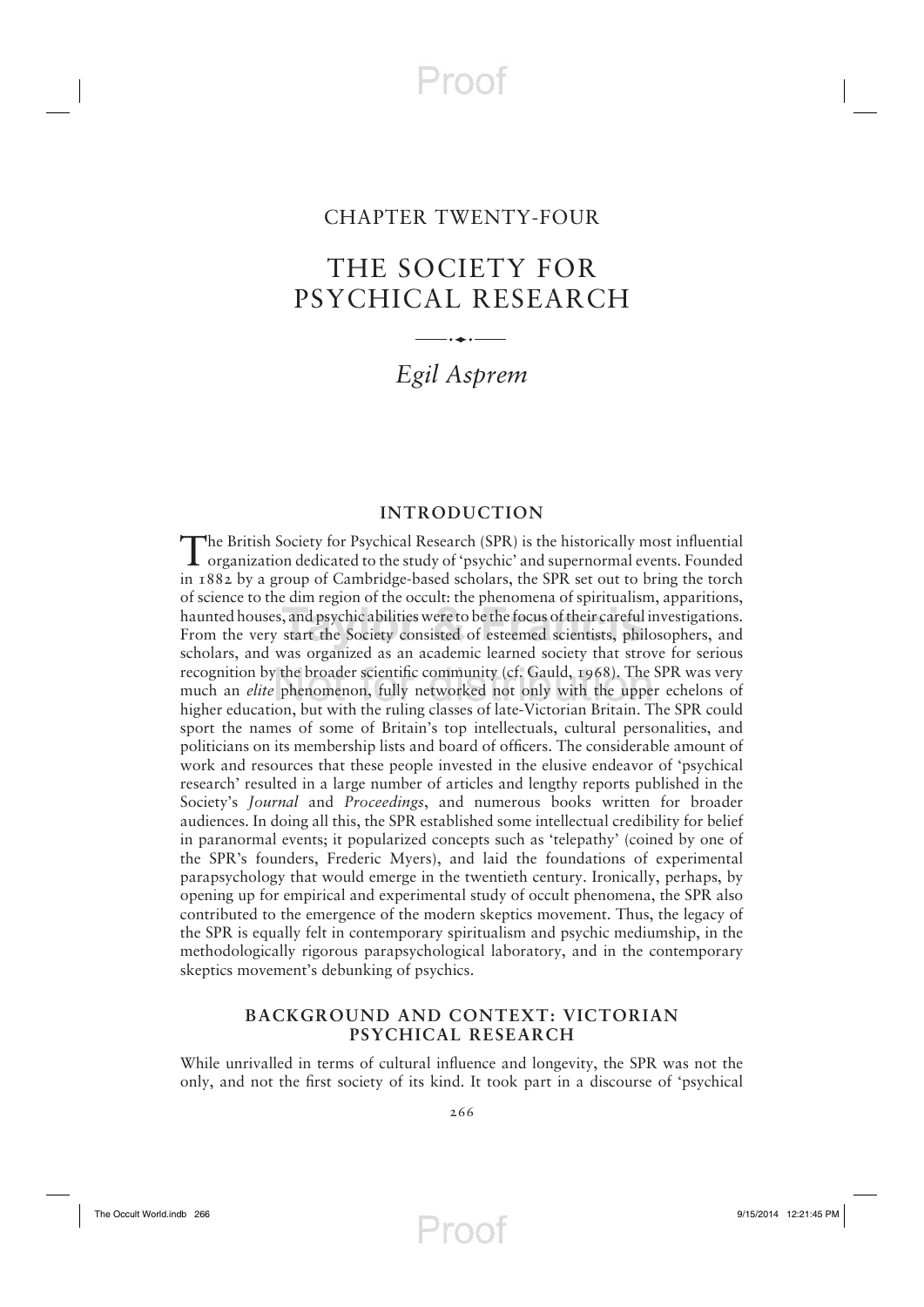# CHAPTER TWENTY-FOUR

# THE SOCIETY FOR PSYCHICAL RESEARCH

*Egil Asprem*

## INTRODUCTION

The British Society for Psychical Research (SPR) is the historically most influential organization dedicated to the study of 'psychic' and supernormal events. Founded in 1882 by a group of Cambridge-based scholars, the SPR set out to bring the torch of science to the dim region of the occult: the phenomena of spiritualism, apparitions, haunted houses, and psychic abilities were to be the focus of their careful investigations. From the very start the Society consisted of esteemed scientists, philosophers, and scholars, and was organized as an academic learned society that strove for serious recognition by the broader scientific community (cf. Gauld, 1968). The SPR was very much an *elite* phenomenon, fully networked not only with the upper echelons of higher education, but with the ruling classes of late-Victorian Britain. The SPR could sport the names of some of Britain's top intellectuals, cultural personalities, and politicians on its membership lists and board of officers. The considerable amount of work and resources that these people invested in the elusive endeavor of 'psychical research' resulted in a large number of articles and lengthy reports published in the Society's *Journal* and *Proceedings*, and numerous books written for broader audiences. In doing all this, the SPR established some intellectual credibility for belief in paranormal events; it popularized concepts such as 'telepathy' (coined by one of the SPR's founders, Frederic Myers), and laid the foundations of experimental parapsychology that would emerge in the twentieth century. Ironically, perhaps, by opening up for empirical and experimental study of occult phenomena, the SPR also contributed to the emergence of the modern skeptics movement. Thus, the legacy of the SPR is equally felt in contemporary spiritualism and psychic mediumship, in the methodologically rigorous parapsychological laboratory, and in the contemporary skeptics movement's debunking of psychics.

## BACKGROUND AND CONTEXT: VICTORIAN PSYCHICAL RESEARCH

While unrivalled in terms of cultural influence and longevity, the SPR was not the only, and not the first society of its kind. It took part in a discourse of 'psychical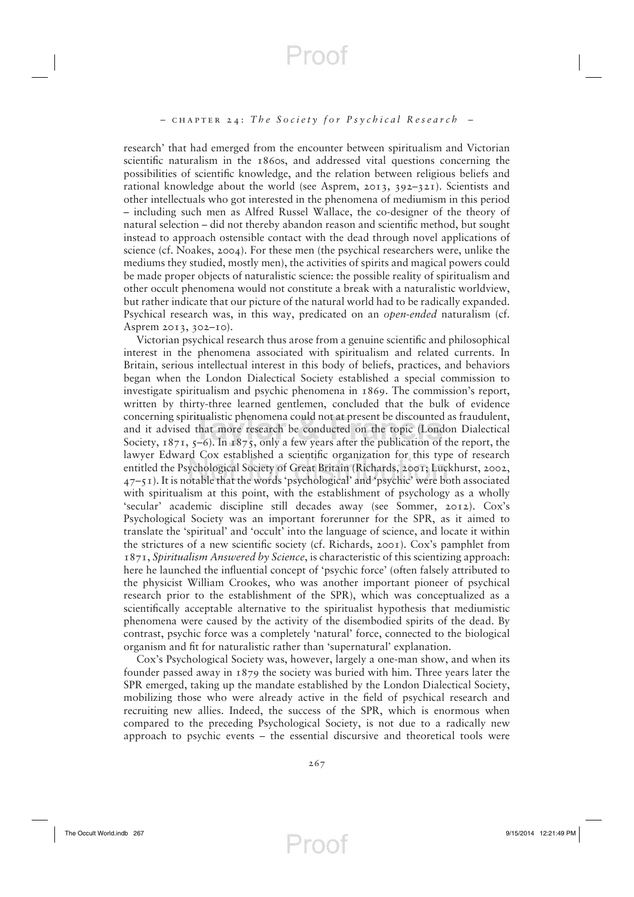research' that had emerged from the encounter between spiritualism and Victorian scientific naturalism in the 1860s, and addressed vital questions concerning the possibilities of scientific knowledge, and the relation between religious beliefs and rational knowledge about the world (see Asprem, 2013, 392–321). Scientists and other intellectuals who got interested in the phenomena of mediumism in this period – including such men as Alfred Russel Wallace, the co-designer of the theory of natural selection – did not thereby abandon reason and scientific method, but sought instead to approach ostensible contact with the dead through novel applications of science (cf. Noakes, 2004). For these men (the psychical researchers were, unlike the mediums they studied, mostly men), the activities of spirits and magical powers could be made proper objects of naturalistic science: the possible reality of spiritualism and other occult phenomena would not constitute a break with a naturalistic worldview, but rather indicate that our picture of the natural world had to be radically expanded. Psychical research was, in this way, predicated on an *open-ended* naturalism (cf. Asprem 2013, 302–10).

Victorian psychical research thus arose from a genuine scientific and philosophical interest in the phenomena associated with spiritualism and related currents. In Britain, serious intellectual interest in this body of beliefs, practices, and behaviors began when the London Dialectical Society established a special commission to investigate spiritualism and psychic phenomena in 1869. The commission's report, written by thirty-three learned gentlemen, concluded that the bulk of evidence concerning spiritualistic phenomena could not at present be discounted as fraudulent, and it advised that more research be conducted on the topic (London Dialectical Society, 1871, 5–6). In 1875, only a few years after the publication of the report, the lawyer Edward Cox established a scientific organization for this type of research entitled the Psychological Society of Great Britain (Richards, 2001; Luckhurst, 2002, 47–51). It is notable that the words 'psychological' and 'psychic' were both associated with spiritualism at this point, with the establishment of psychology as a wholly 'secular' academic discipline still decades away (see Sommer, 2012). Cox's Psychological Society was an important forerunner for the SPR, as it aimed to translate the 'spiritual' and 'occult' into the language of science, and locate it within the strictures of a new scientific society (cf. Richards, 2001). Cox's pamphlet from 1871, *Spiritualism Answered by Science*, is characteristic of this scientizing approach: here he launched the influential concept of 'psychic force' (often falsely attributed to the physicist William Crookes, who was another important pioneer of psychical research prior to the establishment of the SPR), which was conceptualized as a scientifically acceptable alternative to the spiritualist hypothesis that mediumistic phenomena were caused by the activity of the disembodied spirits of the dead. By contrast, psychic force was a completely 'natural' force, connected to the biological organism and fit for naturalistic rather than 'supernatural' explanation.

Cox's Psychological Society was, however, largely a one-man show, and when its founder passed away in 1879 the society was buried with him. Three years later the SPR emerged, taking up the mandate established by the London Dialectical Society, mobilizing those who were already active in the field of psychical research and recruiting new allies. Indeed, the success of the SPR, which is enormous when compared to the preceding Psychological Society, is not due to a radically new approach to psychic events – the essential discursive and theoretical tools were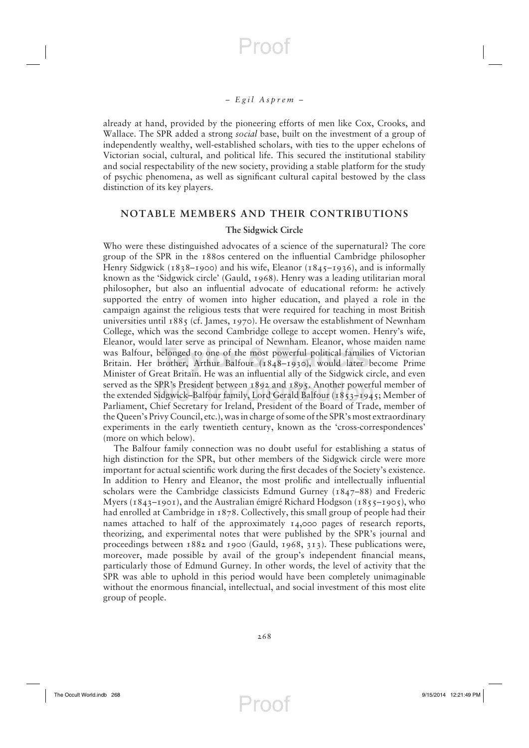already at hand, provided by the pioneering efforts of men like Cox, Crooks, and Wallace. The SPR added a strong *social* base, built on the investment of a group of independently wealthy, well-established scholars, with ties to the upper echelons of Victorian social, cultural, and political life. This secured the institutional stability and social respectability of the new society, providing a stable platform for the study of psychic phenomena, as well as significant cultural capital bestowed by the class distinction of its key players.

## NOTABLE MEMBERS AND THEIR CONTRIBUTIONS

### The Sidgwick Circle

Who were these distinguished advocates of a science of the supernatural? The core group of the SPR in the 1880s centered on the influential Cambridge philosopher Henry Sidgwick (1838–1900) and his wife, Eleanor (1845–1936), and is informally known as the 'Sidgwick circle' (Gauld, 1968). Henry was a leading utilitarian moral philosopher, but also an influential advocate of educational reform: he actively supported the entry of women into higher education, and played a role in the campaign against the religious tests that were required for teaching in most British universities until 1885 (cf. James, 1970). He oversaw the establishment of Newnham College, which was the second Cambridge college to accept women. Henry's wife, Eleanor, would later serve as principal of Newnham. Eleanor, whose maiden name was Balfour, belonged to one of the most powerful political families of Victorian Britain. Her brother, Arthur Balfour (1848–1930), would later become Prime Minister of Great Britain. He was an influential ally of the Sidgwick circle, and even served as the SPR's President between 1892 and 1895. Another powerful member of the extended Sidgwick–Balfour family, Lord Gerald Balfour (1853–1945; Member of Parliament, Chief Secretary for Ireland, President of the Board of Trade, member of the Queen's Privy Council, etc.), was in charge of some of the SPR's most extraordinary experiments in the early twentieth century, known as the 'cross-correspondences' (more on which below).

The Balfour family connection was no doubt useful for establishing a status of high distinction for the SPR, but other members of the Sidgwick circle were more important for actual scientific work during the first decades of the Society's existence. In addition to Henry and Eleanor, the most prolific and intellectually influential scholars were the Cambridge classicists Edmund Gurney (1847–88) and Frederic Myers (1843–1901), and the Australian émigré Richard Hodgson (1855–1905), who had enrolled at Cambridge in 1878. Collectively, this small group of people had their names attached to half of the approximately 14,000 pages of research reports, theorizing, and experimental notes that were published by the SPR's journal and proceedings between 1882 and 1900 (Gauld, 1968, 313). These publications were, moreover, made possible by avail of the group's independent financial means, particularly those of Edmund Gurney. In other words, the level of activity that the SPR was able to uphold in this period would have been completely unimaginable without the enormous financial, intellectual, and social investment of this most elite group of people.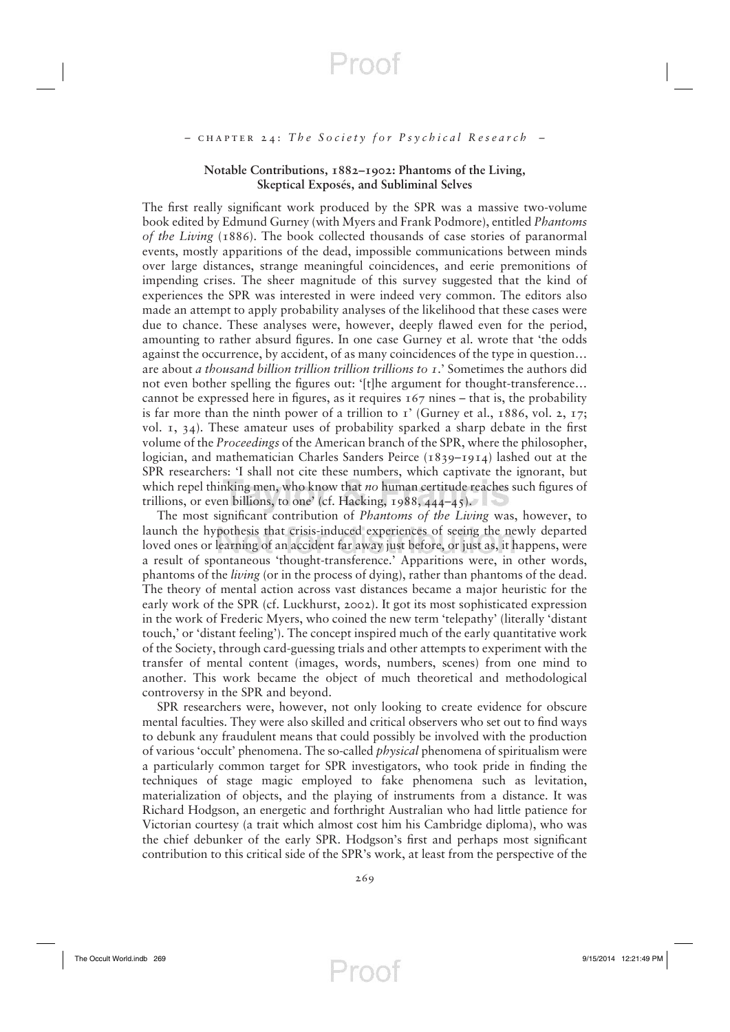## Notable Contributions, 1882–1902: Phantoms of the Living, Skeptical Exposés, and Subliminal Selves

The first really significant work produced by the SPR was a massive two-volume book edited by Edmund Gurney (with Myers and Frank Podmore), entitled *Phantoms of the Living* (1886). The book collected thousands of case stories of paranormal events, mostly apparitions of the dead, impossible communications between minds over large distances, strange meaningful coincidences, and eerie premonitions of impending crises. The sheer magnitude of this survey suggested that the kind of experiences the SPR was interested in were indeed very common. The editors also made an attempt to apply probability analyses of the likelihood that these cases were due to chance. These analyses were, however, deeply flawed even for the period, amounting to rather absurd figures. In one case Gurney et al. wrote that 'the odds against the occurrence, by accident, of as many coincidences of the type in question… are about *a thousand billion trillion trillion trillions to 1*.' Sometimes the authors did not even bother spelling the figures out: '[t]he argument for thought-transference… cannot be expressed here in figures, as it requires 167 nines – that is, the probability is far more than the ninth power of a trillion to 1' (Gurney et al., 1886, vol. 2, 17; vol. 1, 34). These amateur uses of probability sparked a sharp debate in the first volume of the *Proceedings* of the American branch of the SPR, where the philosopher, logician, and mathematician Charles Sanders Peirce (1839–1914) lashed out at the SPR researchers: 'I shall not cite these numbers, which captivate the ignorant, but which repel thinking men, who know that *no* human certitude reaches such figures of trillions, or even billions, to one' (cf. Hacking, 1988, 444–45).

The most significant contribution of *Phantoms of the Living* was, however, to launch the hypothesis that crisis-induced experiences of seeing the newly departed loved ones or learning of an accident far away just before, or just as, it happens, were a result of spontaneous 'thought-transference.' Apparitions were, in other words, phantoms of the *living* (or in the process of dying), rather than phantoms of the dead. The theory of mental action across vast distances became a major heuristic for the early work of the SPR (cf. Luckhurst, 2002). It got its most sophisticated expression in the work of Frederic Myers, who coined the new term 'telepathy' (literally 'distant touch,' or 'distant feeling'). The concept inspired much of the early quantitative work of the Society, through card-guessing trials and other attempts to experiment with the transfer of mental content (images, words, numbers, scenes) from one mind to another. This work became the object of much theoretical and methodological controversy in the SPR and beyond.

SPR researchers were, however, not only looking to create evidence for obscure mental faculties. They were also skilled and critical observers who set out to find ways to debunk any fraudulent means that could possibly be involved with the production of various 'occult' phenomena. The so-called *physical* phenomena of spiritualism were a particularly common target for SPR investigators, who took pride in finding the techniques of stage magic employed to fake phenomena such as levitation, materialization of objects, and the playing of instruments from a distance. It was Richard Hodgson, an energetic and forthright Australian who had little patience for Victorian courtesy (a trait which almost cost him his Cambridge diploma), who was the chief debunker of the early SPR. Hodgson's first and perhaps most significant contribution to this critical side of the SPR's work, at least from the perspective of the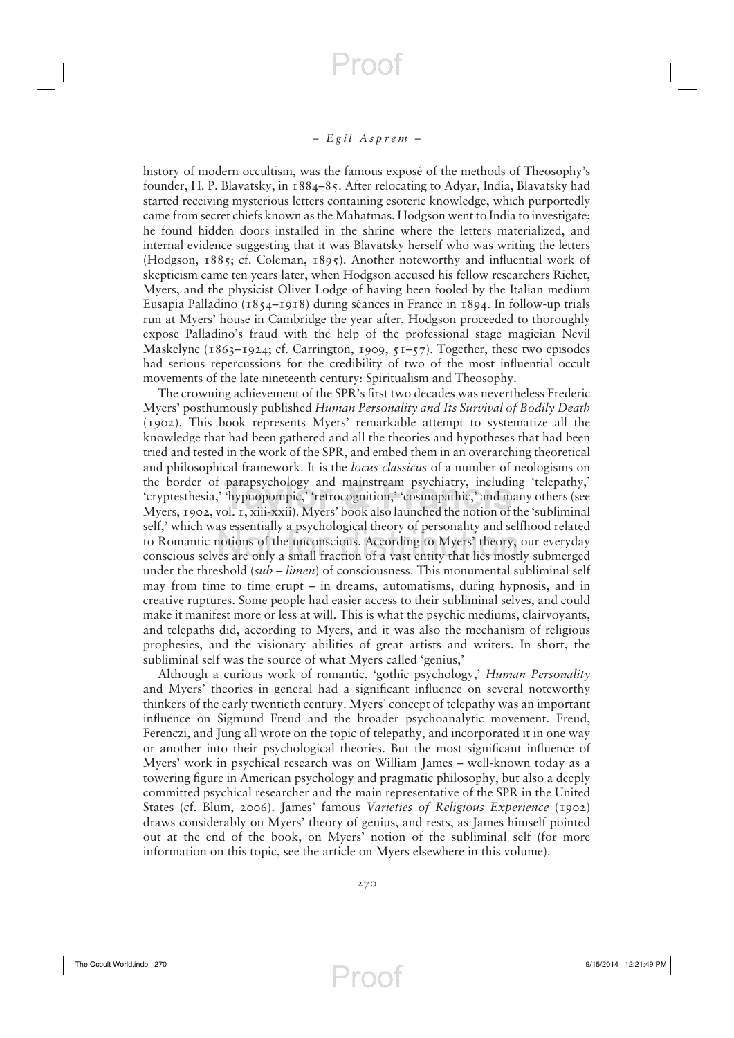history of modern occultism, was the famous exposé of the methods of Theosophy's founder, H. P. Blavatsky, in 1884–85. After relocating to Adyar, India, Blavatsky had started receiving mysterious letters containing esoteric knowledge, which purportedly came from secret chiefs known as the Mahatmas. Hodgson went to India to investigate; he found hidden doors installed in the shrine where the letters materialized, and internal evidence suggesting that it was Blavatsky herself who was writing the letters (Hodgson, 1885; cf. Coleman, 1895). Another noteworthy and influential work of skepticism came ten years later, when Hodgson accused his fellow researchers Richet, Myers, and the physicist Oliver Lodge of having been fooled by the Italian medium Eusapia Palladino (1854–1918) during séances in France in 1894. In follow-up trials run at Myers' house in Cambridge the year after, Hodgson proceeded to thoroughly expose Palladino's fraud with the help of the professional stage magician Nevil Maskelyne (1863–1924; cf. Carrington, 1909, 51–57). Together, these two episodes had serious repercussions for the credibility of two of the most influential occult movements of the late nineteenth century: Spiritualism and Theosophy.

The crowning achievement of the SPR's first two decades was nevertheless Frederic Myers' posthumously published *Human Personality and Its Survival of Bodily Death* (1902). This book represents Myers' remarkable attempt to systematize all the knowledge that had been gathered and all the theories and hypotheses that had been tried and tested in the work of the SPR, and embed them in an overarching theoretical and philosophical framework. It is the *locus classicus* of a number of neologisms on the border of parapsychology and mainstream psychiatry, including 'telepathy,' 'cryptesthesia,' 'hypnopompic,' 'retrocognition,' 'cosmopathic,' and many others (see Myers, 1902, vol. 1, xiii-xxii). Myers' book also launched the notion of the 'subliminal self,' which was essentially a psychological theory of personality and selfhood related to Romantic notions of the unconscious. According to Myers' theory, our everyday conscious selves are only a small fraction of a vast entity that lies mostly submerged under the threshold (*sub – limen*) of consciousness. This monumental subliminal self may from time to time erupt – in dreams, automatisms, during hypnosis, and in creative ruptures. Some people had easier access to their subliminal selves, and could make it manifest more or less at will. This is what the psychic mediums, clairvoyants, and telepaths did, according to Myers, and it was also the mechanism of religious prophesies, and the visionary abilities of great artists and writers. In short, the subliminal self was the source of what Myers called 'genius,'

Although a curious work of romantic, 'gothic psychology,' *Human Personality* and Myers' theories in general had a significant influence on several noteworthy thinkers of the early twentieth century. Myers' concept of telepathy was an important influence on Sigmund Freud and the broader psychoanalytic movement. Freud, Ferenczi, and Jung all wrote on the topic of telepathy, and incorporated it in one way or another into their psychological theories. But the most significant influence of Myers' work in psychical research was on William James – well-known today as a towering figure in American psychology and pragmatic philosophy, but also a deeply committed psychical researcher and the main representative of the SPR in the United States (cf. Blum, 2006). James' famous *Varieties of Religious Experience* (1902) draws considerably on Myers' theory of genius, and rests, as James himself pointed out at the end of the book, on Myers' notion of the subliminal self (for more information on this topic, see the article on Myers elsewhere in this volume).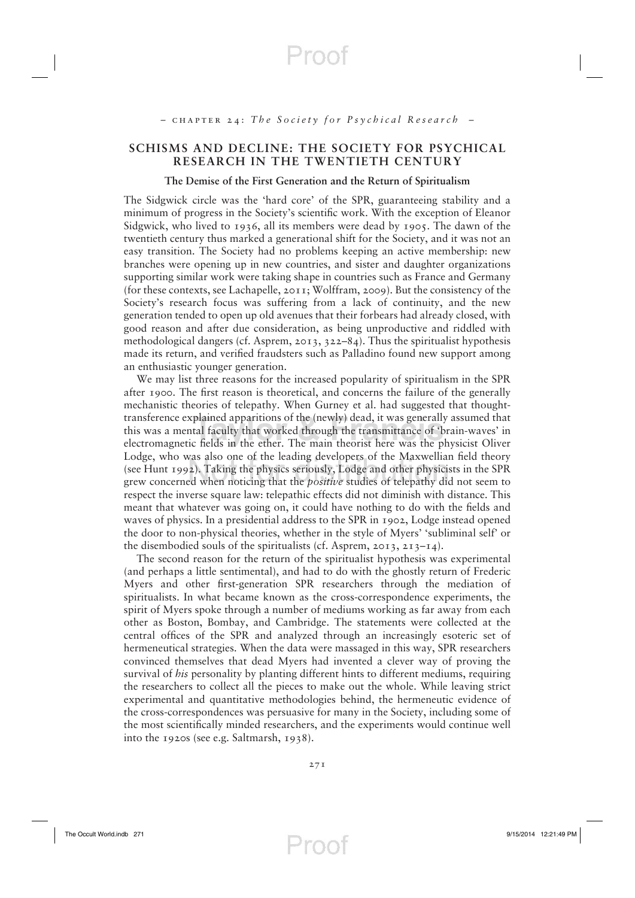## SCHISMS AND DECLINE: THE SOCIETY FOR PSYCHICAL RESEARCH IN THE TWENTIETH CENTURY

### The Demise of the First Generation and the Return of Spiritualism

The Sidgwick circle was the 'hard core' of the SPR, guaranteeing stability and a minimum of progress in the Society's scientific work. With the exception of Eleanor Sidgwick, who lived to 1936, all its members were dead by 1905. The dawn of the twentieth century thus marked a generational shift for the Society, and it was not an easy transition. The Society had no problems keeping an active membership: new branches were opening up in new countries, and sister and daughter organizations supporting similar work were taking shape in countries such as France and Germany (for these contexts, see Lachapelle, 2011; Wolffram, 2009). But the consistency of the Society's research focus was suffering from a lack of continuity, and the new generation tended to open up old avenues that their forbears had already closed, with good reason and after due consideration, as being unproductive and riddled with methodological dangers (cf. Asprem, 2013, 322–84). Thus the spiritualist hypothesis made its return, and verified fraudsters such as Palladino found new support among an enthusiastic younger generation.

We may list three reasons for the increased popularity of spiritualism in the SPR after 1900. The first reason is theoretical, and concerns the failure of the generally mechanistic theories of telepathy. When Gurney et al. had suggested that thought-transference explained apparitions of the (newly) dead, it was generally assumed that this was a mental faculty that worked through the transmittance of 'brain-waves' in electromagnetic fields in the ether. The main theorist here was the physicist Oliver Lodge, who was also one of the leading developers of the Maxwellian field theory (see Hunt 1992). Taking the physics seriously, Lodge and other physicists in the SPR grew concerned when noticing that the *positive* studies of telepathy did not seem to respect the inverse square law: telepathic effects did not diminish with distance. This meant that whatever was going on, it could have nothing to do with the fields and waves of physics. In a presidential address to the SPR in 1902, Lodge instead opened the door to non-physical theories, whether in the style of Myers' 'subliminal self' or the disembodied souls of the spiritualists (cf. Asprem, 2013, 213–14).

The second reason for the return of the spiritualist hypothesis was experimental (and perhaps a little sentimental), and had to do with the ghostly return of Frederic Myers and other first-generation SPR researchers through the mediation of spiritualists. In what became known as the cross-correspondence experiments, the spirit of Myers spoke through a number of mediums working as far away from each other as Boston, Bombay, and Cambridge. The statements were collected at the central offices of the SPR and analyzed through an increasingly esoteric set of hermeneutical strategies. When the data were massaged in this way, SPR researchers convinced themselves that dead Myers had invented a clever way of proving the survival of *his* personality by planting different hints to different mediums, requiring the researchers to collect all the pieces to make out the whole. While leaving strict experimental and quantitative methodologies behind, the hermeneutic evidence of the cross-correspondences was persuasive for many in the Society, including some of the most scientifically minded researchers, and the experiments would continue well into the 1920s (see e.g. Saltmarsh, 1938).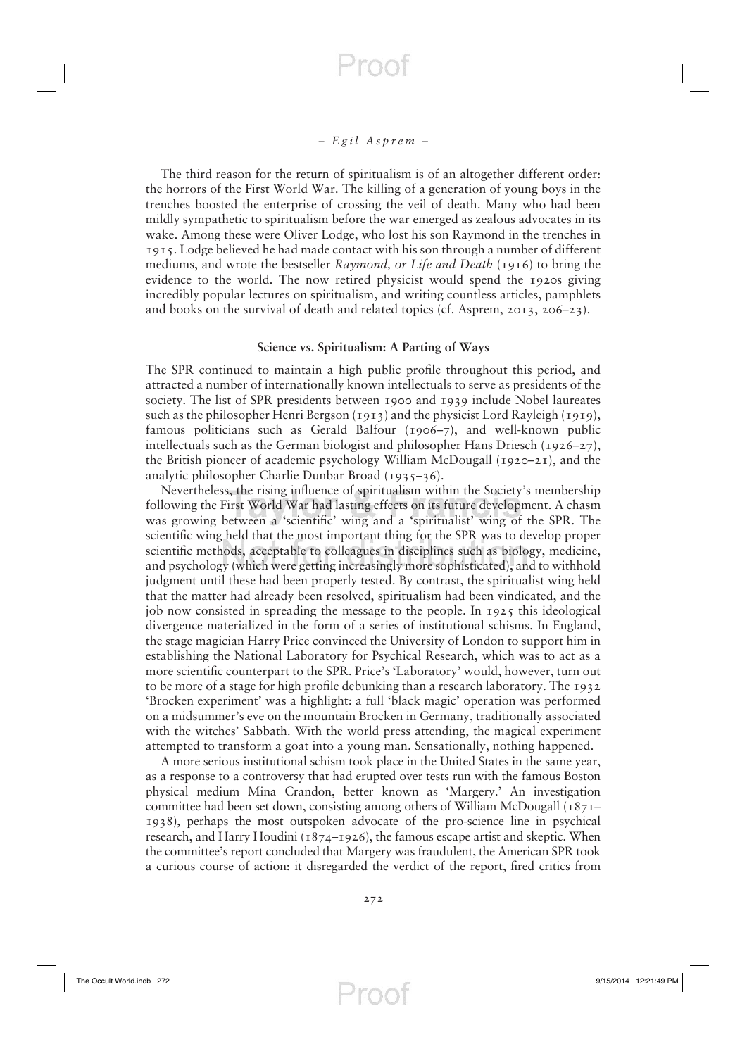The third reason for the return of spiritualism is of an altogether different order: the horrors of the First World War. The killing of a generation of young boys in the trenches boosted the enterprise of crossing the veil of death. Many who had been mildly sympathetic to spiritualism before the war emerged as zealous advocates in its wake. Among these were Oliver Lodge, who lost his son Raymond in the trenches in 1915. Lodge believed he had made contact with his son through a number of different mediums, and wrote the bestseller *Raymond, or Life and Death* (1916) to bring the evidence to the world. The now retired physicist would spend the 1920s giving incredibly popular lectures on spiritualism, and writing countless articles, pamphlets and books on the survival of death and related topics (cf. Asprem, 2013, 206–23).

### Science vs. Spiritualism: A Parting of Ways

The SPR continued to maintain a high public profile throughout this period, and attracted a number of internationally known intellectuals to serve as presidents of the society. The list of SPR presidents between 1900 and 1939 include Nobel laureates such as the philosopher Henri Bergson (1913) and the physicist Lord Rayleigh (1919), famous politicians such as Gerald Balfour (1906–7), and well-known public intellectuals such as the German biologist and philosopher Hans Driesch (1926–27), the British pioneer of academic psychology William McDougall (1920–21), and the analytic philosopher Charlie Dunbar Broad (1935–36).

Nevertheless, the rising influence of spiritualism within the Society's membership following the First World War had lasting effects on its future development. A chasm was growing between a 'scientific' wing and a 'spiritualist' wing of the SPR. The scientific wing held that the most important thing for the SPR was to develop proper scientific methods, acceptable to colleagues in disciplines such as biology, medicine, and psychology (which were getting increasingly more sophisticated), and to withhold judgment until these had been properly tested. By contrast, the spiritualist wing held that the matter had already been resolved, spiritualism had been vindicated, and the job now consisted in spreading the message to the people. In 1925 this ideological divergence materialized in the form of a series of institutional schisms. In England, the stage magician Harry Price convinced the University of London to support him in establishing the National Laboratory for Psychical Research, which was to act as a more scientific counterpart to the SPR. Price's 'Laboratory' would, however, turn out to be more of a stage for high profile debunking than a research laboratory. The 1932 'Brocken experiment' was a highlight: a full 'black magic' operation was performed on a midsummer's eve on the mountain Brocken in Germany, traditionally associated with the witches' Sabbath. With the world press attending, the magical experiment attempted to transform a goat into a young man. Sensationally, nothing happened.

A more serious institutional schism took place in the United States in the same year, as a response to a controversy that had erupted over tests run with the famous Boston physical medium Mina Crandon, better known as 'Margery.' An investigation committee had been set down, consisting among others of William McDougall (1871–1938), perhaps the most outspoken advocate of the pro-science line in psychical research, and Harry Houdini (1874–1926), the famous escape artist and skeptic. When the committee's report concluded that Margery was fraudulent, the American SPR took a curious course of action: it disregarded the verdict of the report, fired critics from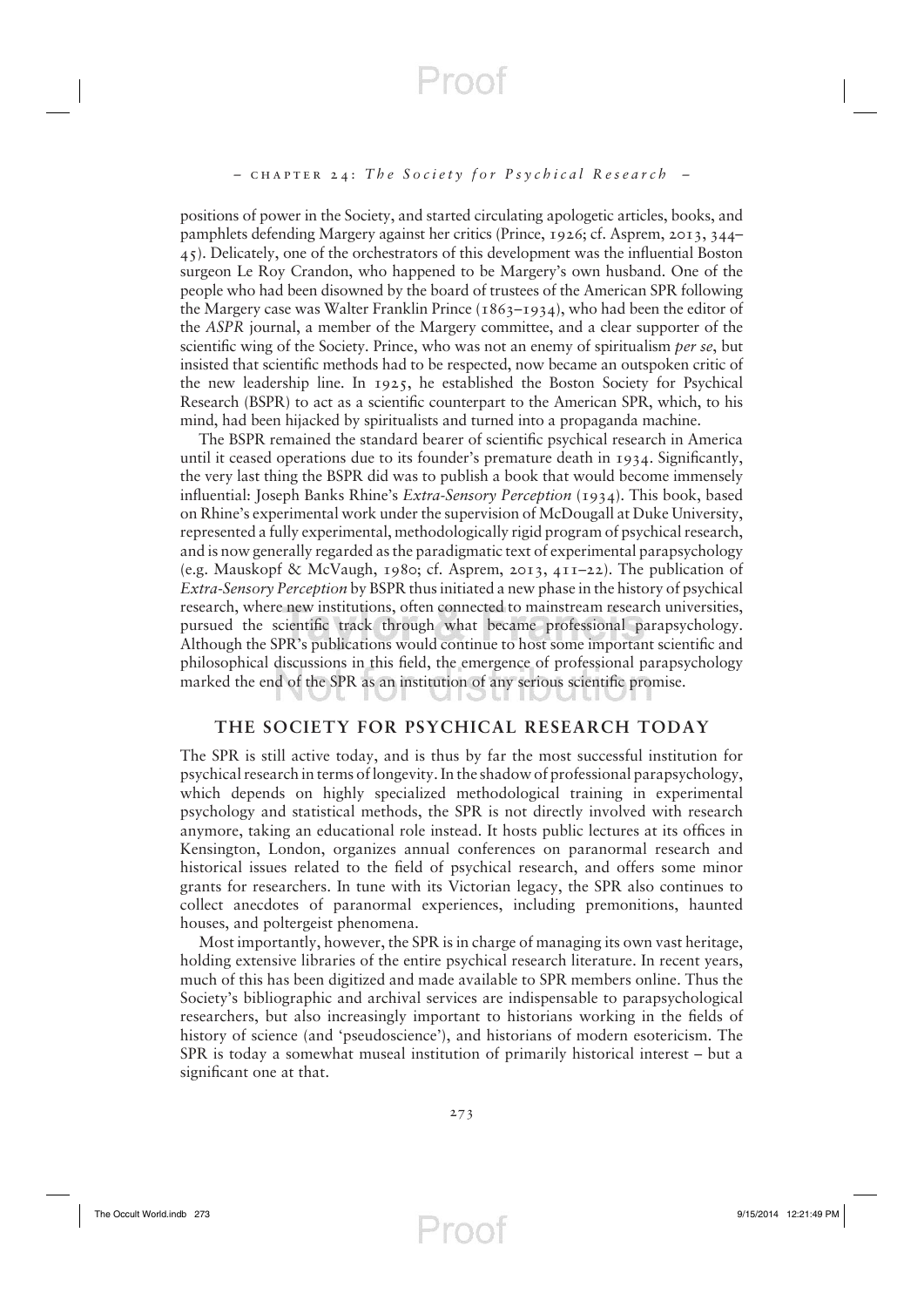positions of power in the Society, and started circulating apologetic articles, books, and pamphlets defending Margery against her critics (Prince, 1926; cf. Asprem, 2013, 344–45). Delicately, one of the orchestrators of this development was the influential Boston surgeon Le Roy Crandon, who happened to be Margery's own husband. One of the people who had been disowned by the board of trustees of the American SPR following the Margery case was Walter Franklin Prince (1863–1934), who had been the editor of the *ASPR* journal, a member of the Margery committee, and a clear supporter of the scientific wing of the Society. Prince, who was not an enemy of spiritualism *per se*, but insisted that scientific methods had to be respected, now became an outspoken critic of the new leadership line. In 1925, he established the Boston Society for Psychical Research (BSPR) to act as a scientific counterpart to the American SPR, which, to his mind, had been hijacked by spiritualists and turned into a propaganda machine.

The BSPR remained the standard bearer of scientific psychical research in America until it ceased operations due to its founder's premature death in 1934. Significantly, the very last thing the BSPR did was to publish a book that would become immensely influential: Joseph Banks Rhine's *Extra-Sensory Perception* (1934). This book, based on Rhine's experimental work under the supervision of McDougall at Duke University, represented a fully experimental, methodologically rigid program of psychical research, and is now generally regarded as the paradigmatic text of experimental parapsychology (e.g. Mauskopf & McVaugh, 1980; cf. Asprem, 2013, 411–22). The publication of *Extra-Sensory Perception* by BSPR thus initiated a new phase in the history of psychical research, where new institutions, often connected to mainstream research universities, pursued the scientific track through what became professional parapsychology. Although the SPR's publications would continue to host some important scientific and philosophical discussions in this field, the emergence of professional parapsychology marked the end of the SPR as an institution of any serious scientific promise.

## THE SOCIETY FOR PSYCHICAL RESEARCH TODAY

The SPR is still active today, and is thus by far the most successful institution for psychical research in terms of longevity. In the shadow of professional parapsychology, which depends on highly specialized methodological training in experimental psychology and statistical methods, the SPR is not directly involved with research anymore, taking an educational role instead. It hosts public lectures at its offices in Kensington, London, organizes annual conferences on paranormal research and historical issues related to the field of psychical research, and offers some minor grants for researchers. In tune with its Victorian legacy, the SPR also continues to collect anecdotes of paranormal experiences, including premonitions, haunted houses, and poltergeist phenomena.

Most importantly, however, the SPR is in charge of managing its own vast heritage, holding extensive libraries of the entire psychical research literature. In recent years, much of this has been digitized and made available to SPR members online. Thus the Society's bibliographic and archival services are indispensable to parapsychological researchers, but also increasingly important to historians working in the fields of history of science (and 'pseudoscience'), and historians of modern esotericism. The SPR is today a somewhat museal institution of primarily historical interest – but a significant one at that.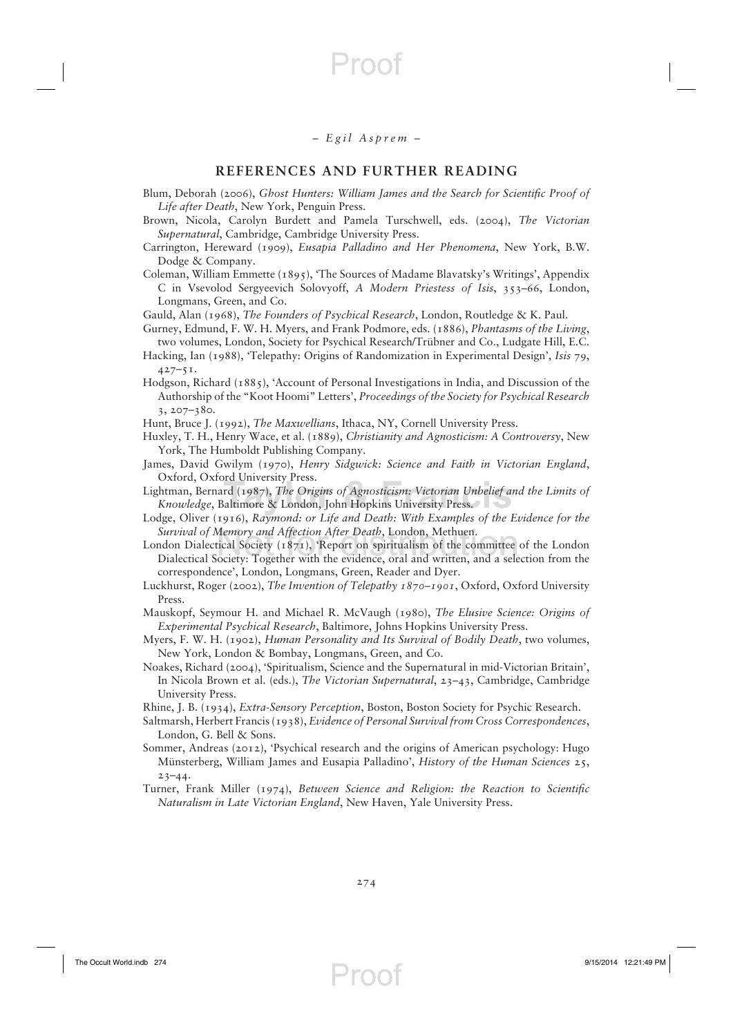## REFERENCES AND FURTHER READING

Blum, Deborah (2006), *Ghost Hunters: William James and the Search for Scientific Proof of Life after Death*, New York, Penguin Press.

Brown, Nicola, Carolyn Burdett and Pamela Turschwell, eds. (2004), *The Victorian Supernatural*, Cambridge, Cambridge University Press.

Carrington, Hereward (1909), *Eusapia Palladino and Her Phenomena*, New York, B.W. Dodge & Company.

Coleman, William Emmette (1895), 'The Sources of Madame Blavatsky's Writings', Appendix C in Vsevolod Sergyeevich Solovyoff, *A Modern Priestess of Isis*, 353–66, London, Longmans, Green, and Co.

Gauld, Alan (1968), *The Founders of Psychical Research*, London, Routledge & K. Paul.

Gurney, Edmund, F. W. H. Myers, and Frank Podmore, eds. (1886), *Phantasms of the Living*, two volumes, London, Society for Psychical Research/Trübner and Co., Ludgate Hill, E.C.

Hacking, Ian (1988), 'Telepathy: Origins of Randomization in Experimental Design', *Isis* 79, 427–51.

Hodgson, Richard (1885), 'Account of Personal Investigations in India, and Discussion of the Authorship of the "Koot Hoomi" Letters', *Proceedings of the Society for Psychical Research* 3, 207–380.

Hunt, Bruce J. (1992), *The Maxwellians*, Ithaca, NY, Cornell University Press.

Huxley, T. H., Henry Wace, et al. (1889), *Christianity and Agnosticism: A Controversy*, New York, The Humboldt Publishing Company.

James, David Gwilym (1970), *Henry Sidgwick: Science and Faith in Victorian England*, Oxford, Oxford University Press.

Lightman, Bernard (1987), *The Origins of Agnosticism: Victorian Unbelief and the Limits of Knowledge*, Baltimore & London, John Hopkins University Press.

Lodge, Oliver (1916), *Raymond: or Life and Death: With Examples of the Evidence for the Survival of Memory and Affection After Death*, London, Methuen.

London Dialectical Society (1871), 'Report on spiritualism of the committee of the London Dialectical Society: Together with the evidence, oral and written, and a selection from the correspondence', London, Longmans, Green, Reader and Dyer.

Luckhurst, Roger (2002), *The Invention of Telepathy 1870–1901*, Oxford, Oxford University Press.

Mauskopf, Seymour H. and Michael R. McVaugh (1980), *The Elusive Science: Origins of Experimental Psychical Research*, Baltimore, Johns Hopkins University Press.

Myers, F. W. H. (1902), *Human Personality and Its Survival of Bodily Death*, two volumes, New York, London & Bombay, Longmans, Green, and Co.

Noakes, Richard (2004), 'Spiritualism, Science and the Supernatural in mid-Victorian Britain', In Nicola Brown et al. (eds.), *The Victorian Supernatural*, 23–43, Cambridge, Cambridge University Press.

Rhine, J. B. (1934), *Extra-Sensory Perception*, Boston, Boston Society for Psychic Research.

Saltmarsh, Herbert Francis (1938), *Evidence of Personal Survival from Cross Correspondences*, London, G. Bell & Sons.

Sommer, Andreas (2012), 'Psychical research and the origins of American psychology: Hugo Münsterberg, William James and Eusapia Palladino', *History of the Human Sciences* 25, 23–44.

Turner, Frank Miller (1974), *Between Science and Religion: the Reaction to Scientific Naturalism in Late Victorian England*, New Haven, Yale University Press.